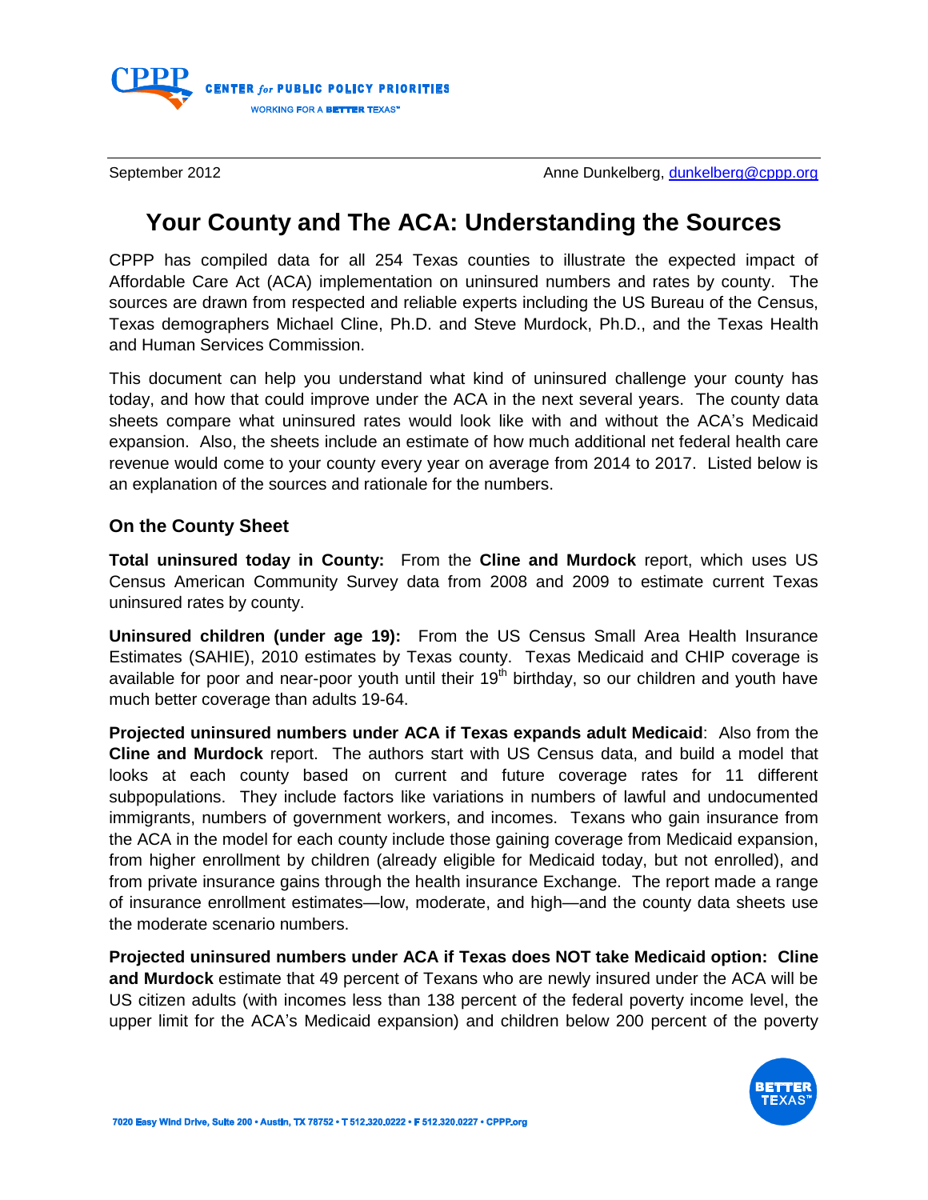September 2012 Anne Dunkelberg, dunkelberg@cppp.org

# Your County and The ACA: Understanding the Sources

CPPP has compiled data for all 254 Texas counties to illustrate the expected impact of Affordable Care Act (ACA) implementation on uninsured numbers and rates by county. The sources are drawn from respected and reliable experts including the US Bureau of the Census, Texas demographers Michael Cline, Ph.D. and Steve Murdock, Ph.D., and the Texas Health and Human Services Commission.

This document can help you understand what kind of uninsured challenge your county has today, and how that could improve under the ACA in the next several years. The county data sheets compare what uninsured rates would look like with and without the ACA's Medicaid expansion. Also, the sheets include an estimate of how much additional net federal health care revenue would come to your county every year on average from 2014 to 2017. Listed below is an explanation of the sources and rationale for the numbers.

### On the County Sheet

**Total uninsured today in County:** From the **Cline and Murdock** report, which uses US Census American Community Survey data from 2008 and 2009 to estimate current Texas uninsured rates by county.

**Uninsured children (under age 19):** From the US Census Small Area Health Insurance Estimates (SAHIE), 2010 estimates by Texas county. Texas Medicaid and CHIP coverage is available for poor and near-poor youth until their 19th birthday, so our children and youth have much better coverage than adults 19-64.

**Projected uninsured numbers under ACA if Texas expands adult Medicaid**: Also from the **Cline and Murdock** report. The authors start with US Census data, and build a model that looks at each county based on current and future coverage rates for 11 different subpopulations. They include factors like variations in numbers of lawful and undocumented immigrants, numbers of government workers, and incomes. Texans who gain insurance from the ACA in the model for each county include those gaining coverage from Medicaid expansion, from higher enrollment by children (already eligible for Medicaid today, but not enrolled), and from private insurance gains through the health insurance Exchange. The report made a range of insurance enrollment estimates—low, moderate, and high—and the county data sheets use the moderate scenario numbers.

**Projected uninsured numbers under ACA if Texas does NOT take Medicaid option: Cline and Murdock** estimate that 49 percent of Texans who are newly insured under the ACA will be US citizen adults (with incomes less than 138 percent of the federal poverty income level, the upper limit for the ACA's Medicaid expansion) and children below 200 percent of the poverty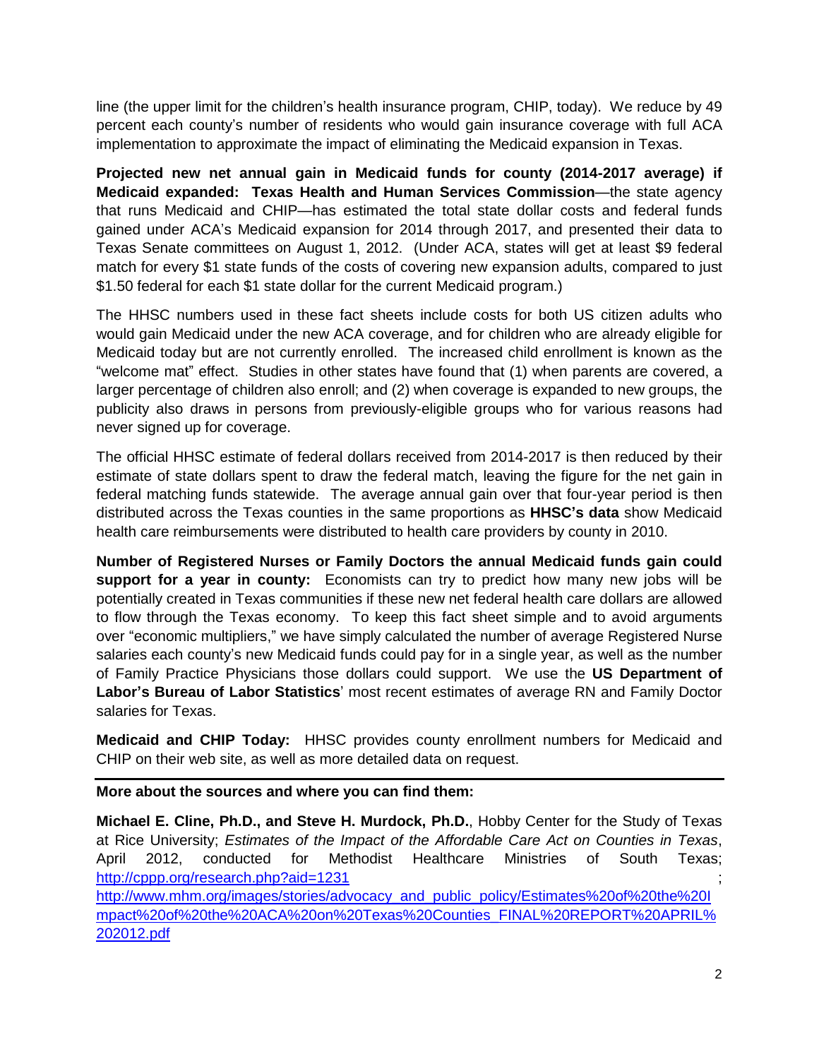line (the upper limit for the children's health insurance program, CHIP, today). We reduce by 49 percent each county's number of residents who would gain insurance coverage with full ACA implementation to approximate the impact of eliminating the Medicaid expansion in Texas.

**Projected new net annual gain in Medicaid funds for county (2014-2017 average) if Medicaid expanded: Texas Health and Human Services Commission**—the state agency that runs Medicaid and CHIP—has estimated the total state dollar costs and federal funds gained under ACA's Medicaid expansion for 2014 through 2017, and presented their data to Texas Senate committees on August 1, 2012. (Under ACA, states will get at least $9 federal match for every $1 state funds of the costs of covering new expansion adults, compared to just $1.50 federal for each $1 state dollar for the current Medicaid program.)

The HHSC numbers used in these fact sheets include costs for both US citizen adults who would gain Medicaid under the new ACA coverage, and for children who are already eligible for Medicaid today but are not currently enrolled. The increased child enrollment is known as the "welcome mat" effect. Studies in other states have found that (1) when parents are covered, a larger percentage of children also enroll; and (2) when coverage is expanded to new groups, the publicity also draws in persons from previously-eligible groups who for various reasons had never signed up for coverage.

The official HHSC estimate of federal dollars received from 2014-2017 is then reduced by their estimate of state dollars spent to draw the federal match, leaving the figure for the net gain in federal matching funds statewide. The average annual gain over that four-year period is then distributed across the Texas counties in the same proportions as **HHSC's data** show Medicaid health care reimbursements were distributed to health care providers by county in 2010.

**Number of Registered Nurses or Family Doctors the annual Medicaid funds gain could support for a year in county:** Economists can try to predict how many new jobs will be potentially created in Texas communities if these new net federal health care dollars are allowed to flow through the Texas economy. To keep this fact sheet simple and to avoid arguments over "economic multipliers," we have simply calculated the number of average Registered Nurse salaries each county's new Medicaid funds could pay for in a single year, as well as the number of Family Practice Physicians those dollars could support. We use the **US Department of Labor's Bureau of Labor Statistics**' most recent estimates of average RN and Family Doctor salaries for Texas.

**Medicaid and CHIP Today:** HHSC provides county enrollment numbers for Medicaid and CHIP on their web site, as well as more detailed data on request.

---

**More about the sources and where you can find them:**

**Michael E. Cline, Ph.D., and Steve H. Murdock, Ph.D.**, Hobby Center for the Study of Texas at Rice University; *Estimates of the Impact of the Affordable Care Act on Counties in Texas*, April 2012, conducted for Methodist Healthcare Ministries of South Texas; http://cppp.org/research.php?aid=1231 ; http://www.mhm.org/images/stories/advocacy_and_public_policy/Estimates%20of%20the%20Impact%20of%20the%20ACA%20on%20Texas%20Counties_FINAL%20REPORT%20APRIL%202012.pdf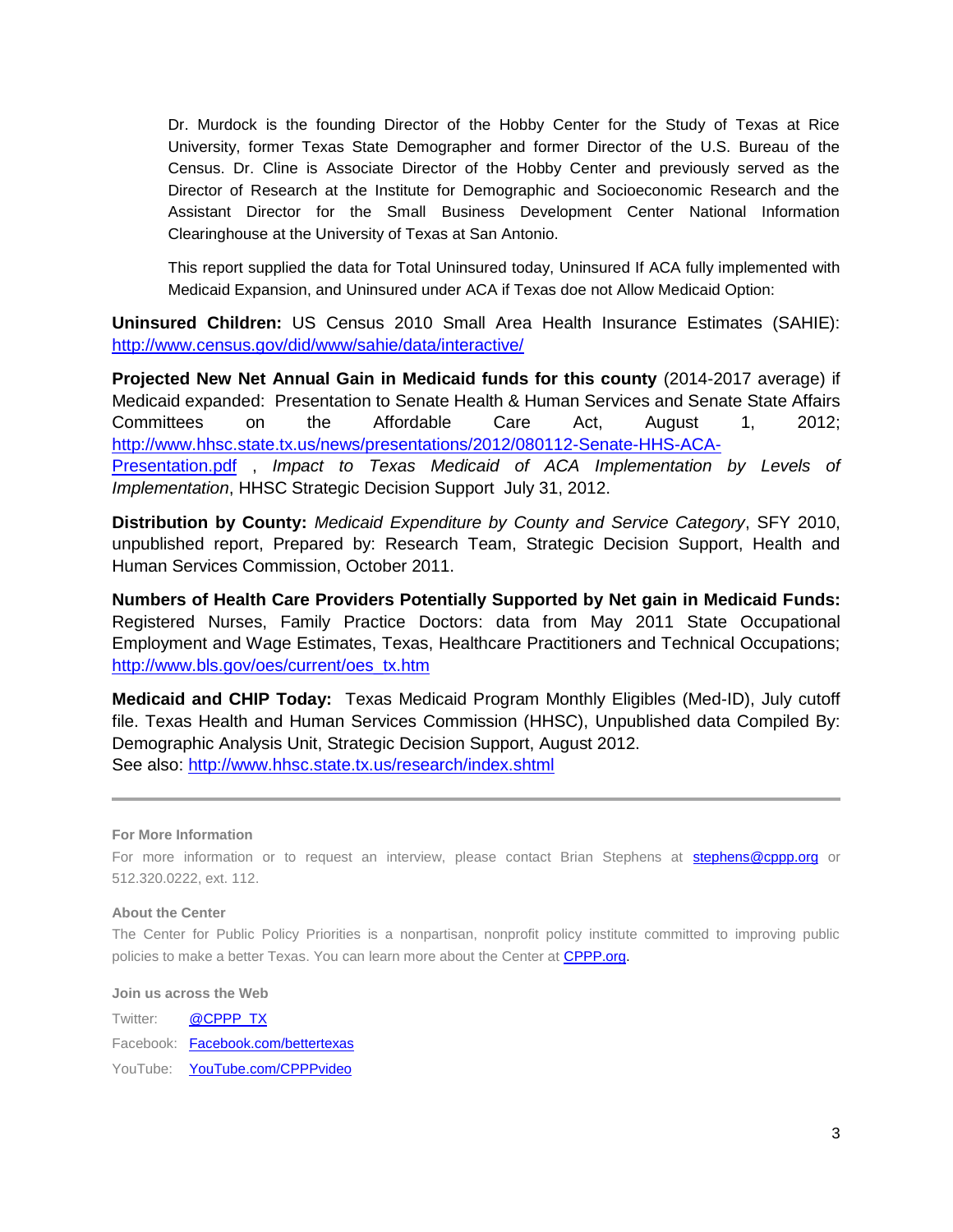Dr. Murdock is the founding Director of the Hobby Center for the Study of Texas at Rice University, former Texas State Demographer and former Director of the U.S. Bureau of the Census. Dr. Cline is Associate Director of the Hobby Center and previously served as the Director of Research at the Institute for Demographic and Socioeconomic Research and the Assistant Director for the Small Business Development Center National Information Clearinghouse at the University of Texas at San Antonio.

This report supplied the data for Total Uninsured today, Uninsured If ACA fully implemented with Medicaid Expansion, and Uninsured under ACA if Texas doe not Allow Medicaid Option:

**Uninsured Children:** US Census 2010 Small Area Health Insurance Estimates (SAHIE): http://www.census.gov/did/www/sahie/data/interactive/

**Projected New Net Annual Gain in Medicaid funds for this county** (2014-2017 average) if Medicaid expanded: Presentation to Senate Health & Human Services and Senate State Affairs Committees on the Affordable Care Act, August 1, 2012; http://www.hhsc.state.tx.us/news/presentations/2012/080112-Senate-HHS-ACA-Presentation.pdf , *Impact to Texas Medicaid of ACA Implementation by Levels of Implementation*, HHSC Strategic Decision Support July 31, 2012.

**Distribution by County:** *Medicaid Expenditure by County and Service Category*, SFY 2010, unpublished report, Prepared by: Research Team, Strategic Decision Support, Health and Human Services Commission, October 2011.

**Numbers of Health Care Providers Potentially Supported by Net gain in Medicaid Funds:** Registered Nurses, Family Practice Doctors: data from May 2011 State Occupational Employment and Wage Estimates, Texas, Healthcare Practitioners and Technical Occupations; http://www.bls.gov/oes/current/oes_tx.htm

**Medicaid and CHIP Today:** Texas Medicaid Program Monthly Eligibles (Med-ID), July cutoff file. Texas Health and Human Services Commission (HHSC), Unpublished data Compiled By: Demographic Analysis Unit, Strategic Decision Support, August 2012.
See also: http://www.hhsc.state.tx.us/research/index.shtml

---

**For More Information**

For more information or to request an interview, please contact Brian Stephens at stephens@cppp.org or 512.320.0222, ext. 112.

**About the Center**

The Center for Public Policy Priorities is a nonpartisan, nonprofit policy institute committed to improving public policies to make a better Texas. You can learn more about the Center at CPPP.org.

**Join us across the Web**

Twitter: @CPPP_TX
Facebook: Facebook.com/bettertexas
YouTube: YouTube.com/CPPPvideo